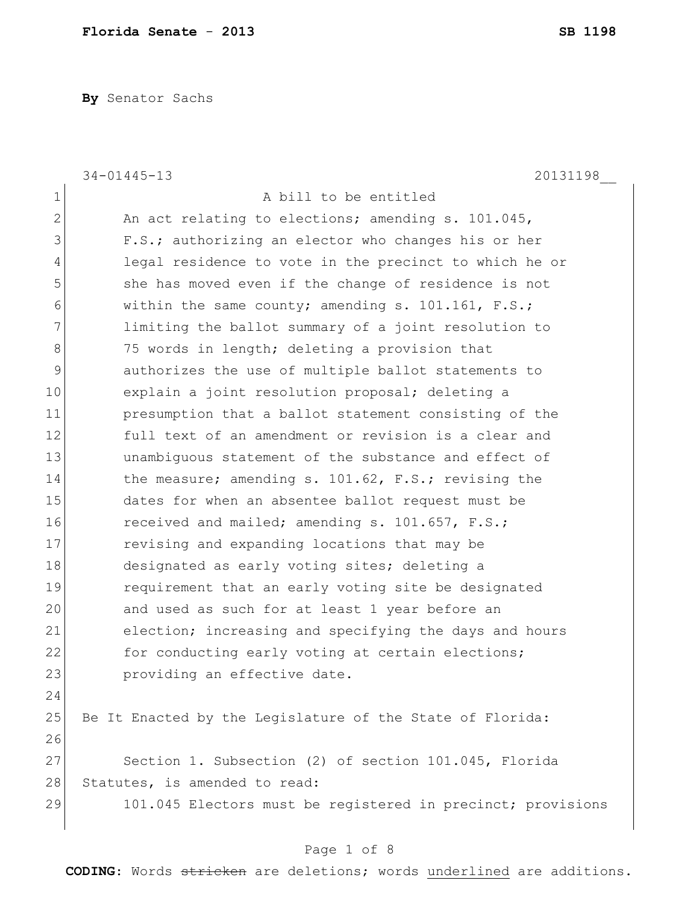**Florida Senate - 2013** **SB 1198**

**By** Senator Sachs

34-01445-13 20131198__

A bill to be entitled

An act relating to elections; amending s. 101.045, F.S.; authorizing an elector who changes his or her legal residence to vote in the precinct to which he or she has moved even if the change of residence is not within the same county; amending s. 101.161, F.S.; limiting the ballot summary of a joint resolution to 75 words in length; deleting a provision that authorizes the use of multiple ballot statements to explain a joint resolution proposal; deleting a presumption that a ballot statement consisting of the full text of an amendment or revision is a clear and unambiguous statement of the substance and effect of the measure; amending s. 101.62, F.S.; revising the dates for when an absentee ballot request must be received and mailed; amending s. 101.657, F.S.; revising and expanding locations that may be designated as early voting sites; deleting a requirement that an early voting site be designated and used as such for at least 1 year before an election; increasing and specifying the days and hours for conducting early voting at certain elections; providing an effective date.

Be It Enacted by the Legislature of the State of Florida:

Section 1. Subsection (2) of section 101.045, Florida Statutes, is amended to read:

101.045 Electors must be registered in precinct; provisions

**CODING:** Words ~~stricken~~ are deletions; words <u>underlined</u> are additions.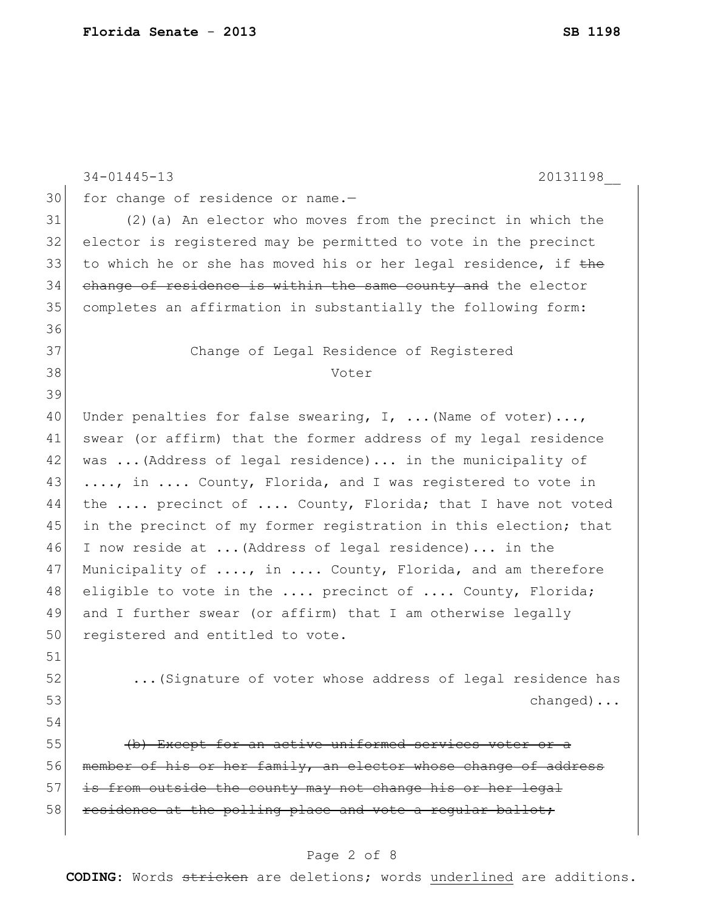for change of residence or name.—

(2)(a) An elector who moves from the precinct in which the elector is registered may be permitted to vote in the precinct to which he or she has moved his or her legal residence, if ~~the change of residence is within the same county and~~ the elector completes an affirmation in substantially the following form:

Change of Legal Residence of Registered Voter

Under penalties for false swearing, I, ...(Name of voter)..., swear (or affirm) that the former address of my legal residence was ...(Address of legal residence)... in the municipality of ...., in .... County, Florida, and I was registered to vote in the .... precinct of .... County, Florida; that I have not voted in the precinct of my former registration in this election; that I now reside at ...(Address of legal residence)... in the Municipality of ...., in .... County, Florida, and am therefore eligible to vote in the .... precinct of .... County, Florida; and I further swear (or affirm) that I am otherwise legally registered and entitled to vote.

...(Signature of voter whose address of legal residence has changed)...

~~(b) Except for an active uniformed services voter or a member of his or her family, an elector whose change of address is from outside the county may not change his or her legal residence at the polling place and vote a regular ballot;~~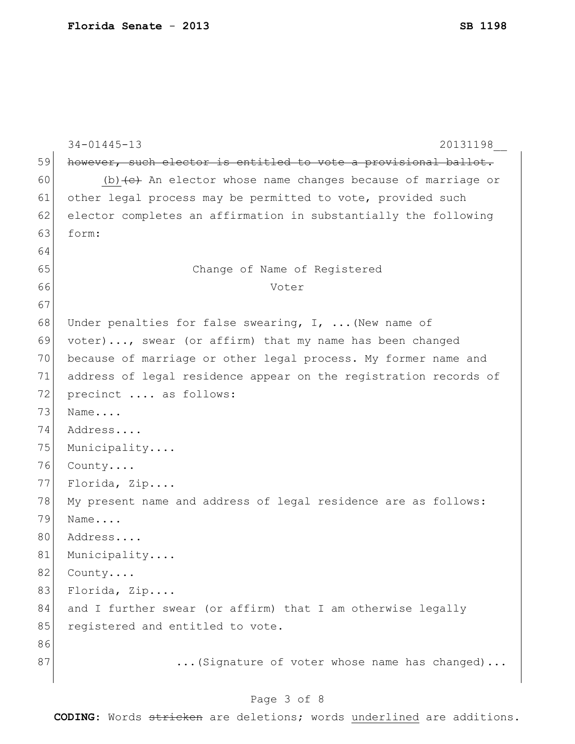~~however, such elector is entitled to vote a provisional ballot.~~

(b) ~~(c)~~ An elector whose name changes because of marriage or other legal process may be permitted to vote, provided such elector completes an affirmation in substantially the following form:

Change of Name of Registered Voter

Under penalties for false swearing, I, ...(New name of voter)..., swear (or affirm) that my name has been changed because of marriage or other legal process. My former name and address of legal residence appear on the registration records of precinct .... as follows:

Name....

Address....

Municipality....

County....

Florida, Zip....

My present name and address of legal residence are as follows:

Name....

Address....

Municipality....

County....

Florida, Zip....

and I further swear (or affirm) that I am otherwise legally registered and entitled to vote.

...(Signature of voter whose name has changed)...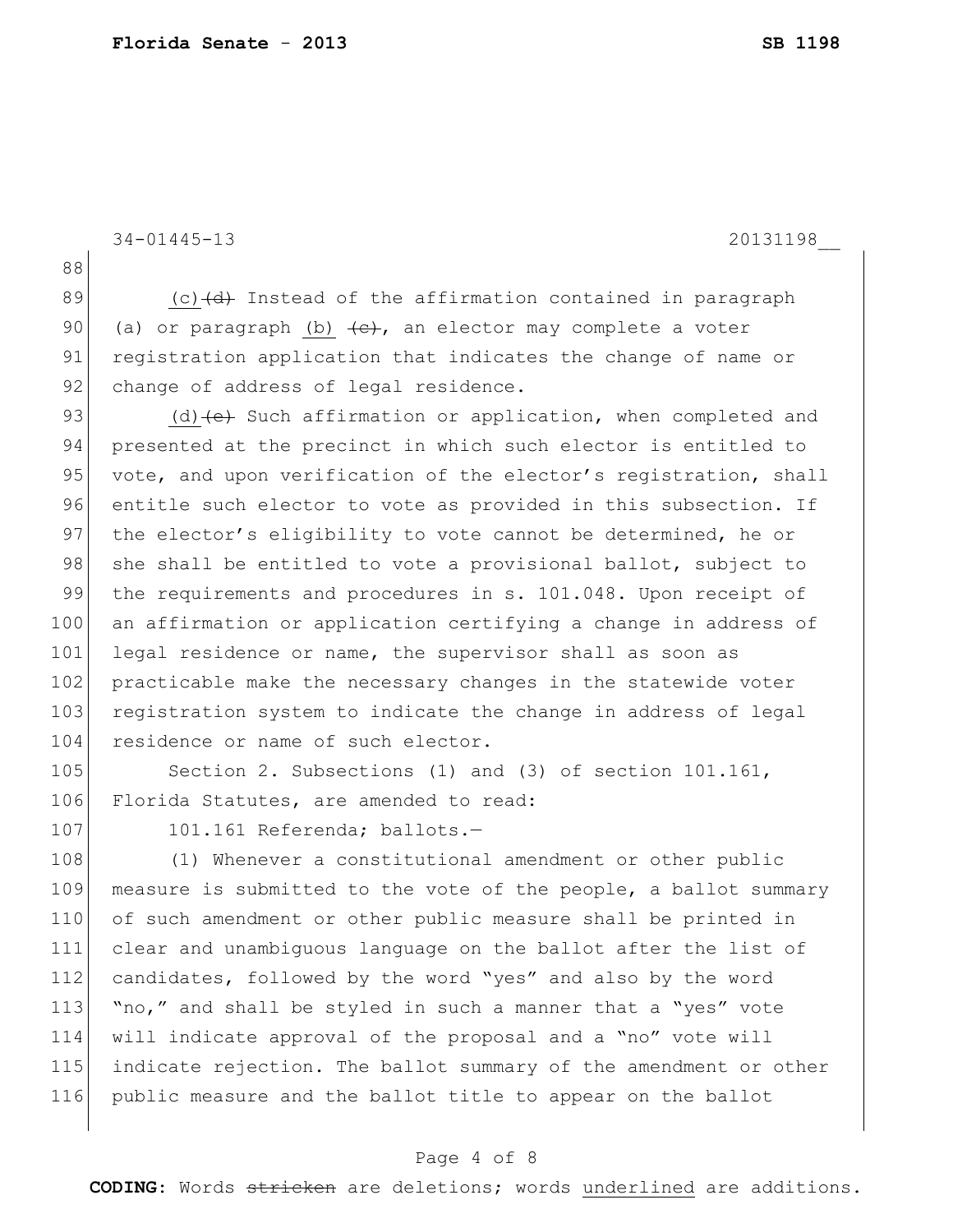34-01445-13 20131198__

(c) ~~(d)~~ Instead of the affirmation contained in paragraph (a) or paragraph (b) ~~(c)~~, an elector may complete a voter registration application that indicates the change of name or change of address of legal residence.

(d) ~~(e)~~ Such affirmation or application, when completed and presented at the precinct in which such elector is entitled to vote, and upon verification of the elector's registration, shall entitle such elector to vote as provided in this subsection. If the elector's eligibility to vote cannot be determined, he or she shall be entitled to vote a provisional ballot, subject to the requirements and procedures in s. 101.048. Upon receipt of an affirmation or application certifying a change in address of legal residence or name, the supervisor shall as soon as practicable make the necessary changes in the statewide voter registration system to indicate the change in address of legal residence or name of such elector.

Section 2. Subsections (1) and (3) of section 101.161, Florida Statutes, are amended to read:

101.161 Referenda; ballots.—

(1) Whenever a constitutional amendment or other public measure is submitted to the vote of the people, a ballot summary of such amendment or other public measure shall be printed in clear and unambiguous language on the ballot after the list of candidates, followed by the word "yes" and also by the word "no," and shall be styled in such a manner that a "yes" vote will indicate approval of the proposal and a "no" vote will indicate rejection. The ballot summary of the amendment or other public measure and the ballot title to appear on the ballot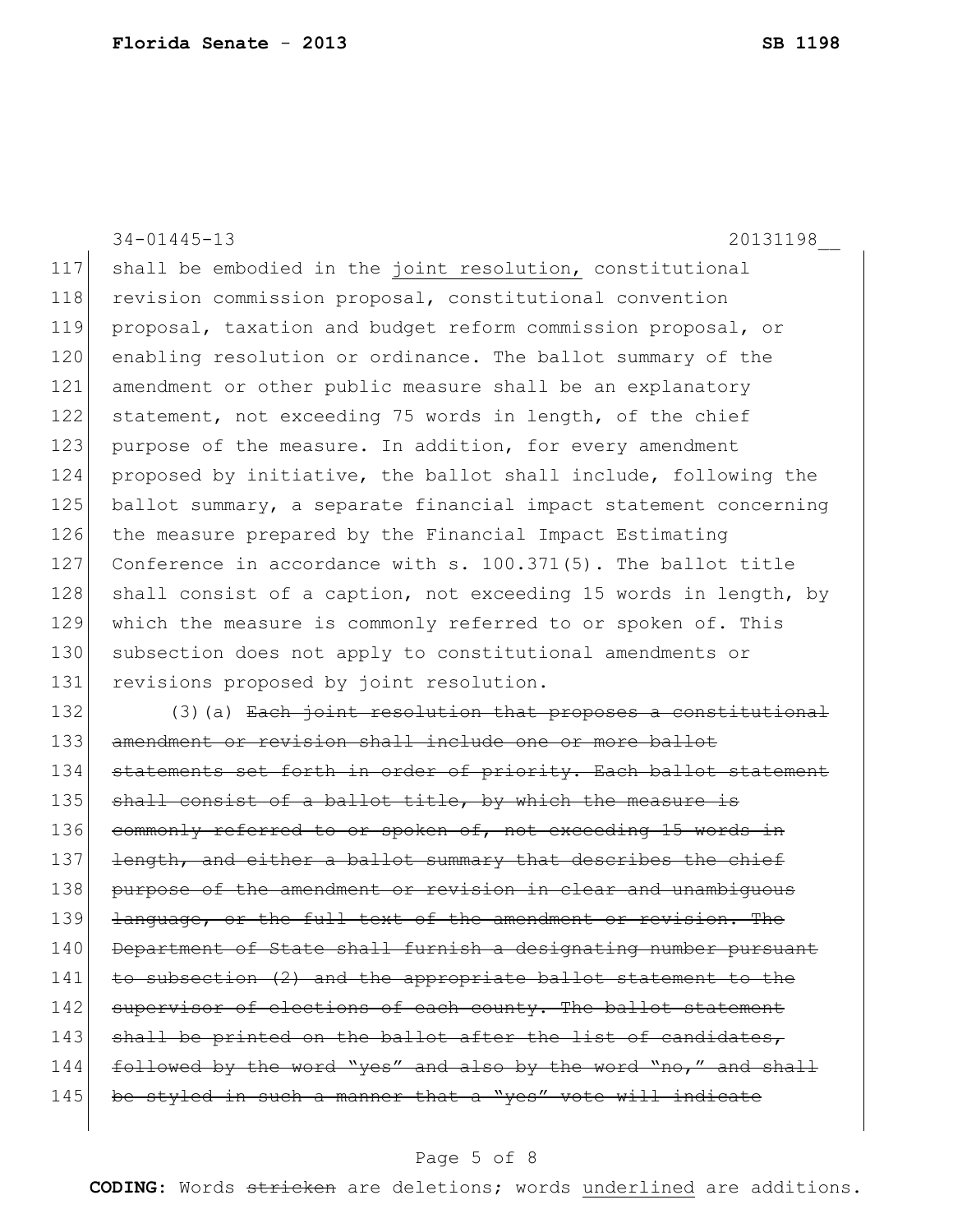shall be embodied in the joint resolution, constitutional revision commission proposal, constitutional convention proposal, taxation and budget reform commission proposal, or enabling resolution or ordinance. The ballot summary of the amendment or other public measure shall be an explanatory statement, not exceeding 75 words in length, of the chief purpose of the measure. In addition, for every amendment proposed by initiative, the ballot shall include, following the ballot summary, a separate financial impact statement concerning the measure prepared by the Financial Impact Estimating Conference in accordance with s. 100.371(5). The ballot title shall consist of a caption, not exceeding 15 words in length, by which the measure is commonly referred to or spoken of. This subsection does not apply to constitutional amendments or revisions proposed by joint resolution.

(3)(a) ~~Each joint resolution that proposes a constitutional amendment or revision shall include one or more ballot statements set forth in order of priority. Each ballot statement shall consist of a ballot title, by which the measure is commonly referred to or spoken of, not exceeding 15 words in length, and either a ballot summary that describes the chief purpose of the amendment or revision in clear and unambiguous language, or the full text of the amendment or revision. The Department of State shall furnish a designating number pursuant to subsection (2) and the appropriate ballot statement to the supervisor of elections of each county. The ballot statement shall be printed on the ballot after the list of candidates, followed by the word "yes" and also by the word "no," and shall be styled in such a manner that a "yes" vote will indicate~~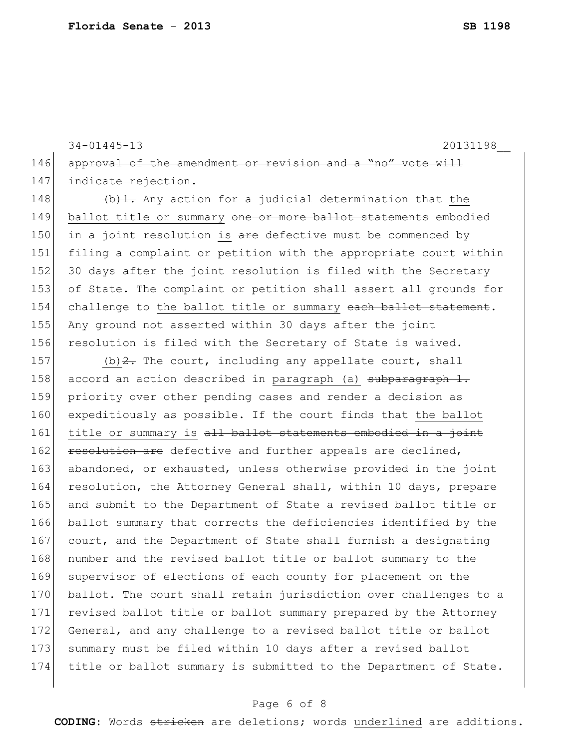146 ~~approval of the amendment or revision and a "no" vote will~~
147 ~~indicate rejection.~~

148 ~~(b)1.~~ Any action for a judicial determination that <u>the</u>
149 <u>ballot title or summary</u> ~~one or more ballot statements~~ embodied
150 in a joint resolution <u>is</u> ~~are~~ defective must be commenced by
151 filing a complaint or petition with the appropriate court within
152 30 days after the joint resolution is filed with the Secretary
153 of State. The complaint or petition shall assert all grounds for
154 challenge to <u>the ballot title or summary</u> ~~each ballot statement~~.
155 Any ground not asserted within 30 days after the joint
156 resolution is filed with the Secretary of State is waived.

157 <u>(b)</u>~~2.~~ The court, including any appellate court, shall
158 accord an action described in <u>paragraph (a)</u> ~~subparagraph 1.~~
159 priority over other pending cases and render a decision as
160 expeditiously as possible. If the court finds that <u>the ballot</u>
161 <u>title or summary is</u> ~~all ballot statements embodied in a joint~~
162 ~~resolution are~~ defective and further appeals are declined,
163 abandoned, or exhausted, unless otherwise provided in the joint
164 resolution, the Attorney General shall, within 10 days, prepare
165 and submit to the Department of State a revised ballot title or
166 ballot summary that corrects the deficiencies identified by the
167 court, and the Department of State shall furnish a designating
168 number and the revised ballot title or ballot summary to the
169 supervisor of elections of each county for placement on the
170 ballot. The court shall retain jurisdiction over challenges to a
171 revised ballot title or ballot summary prepared by the Attorney
172 General, and any challenge to a revised ballot title or ballot
173 summary must be filed within 10 days after a revised ballot
174 title or ballot summary is submitted to the Department of State.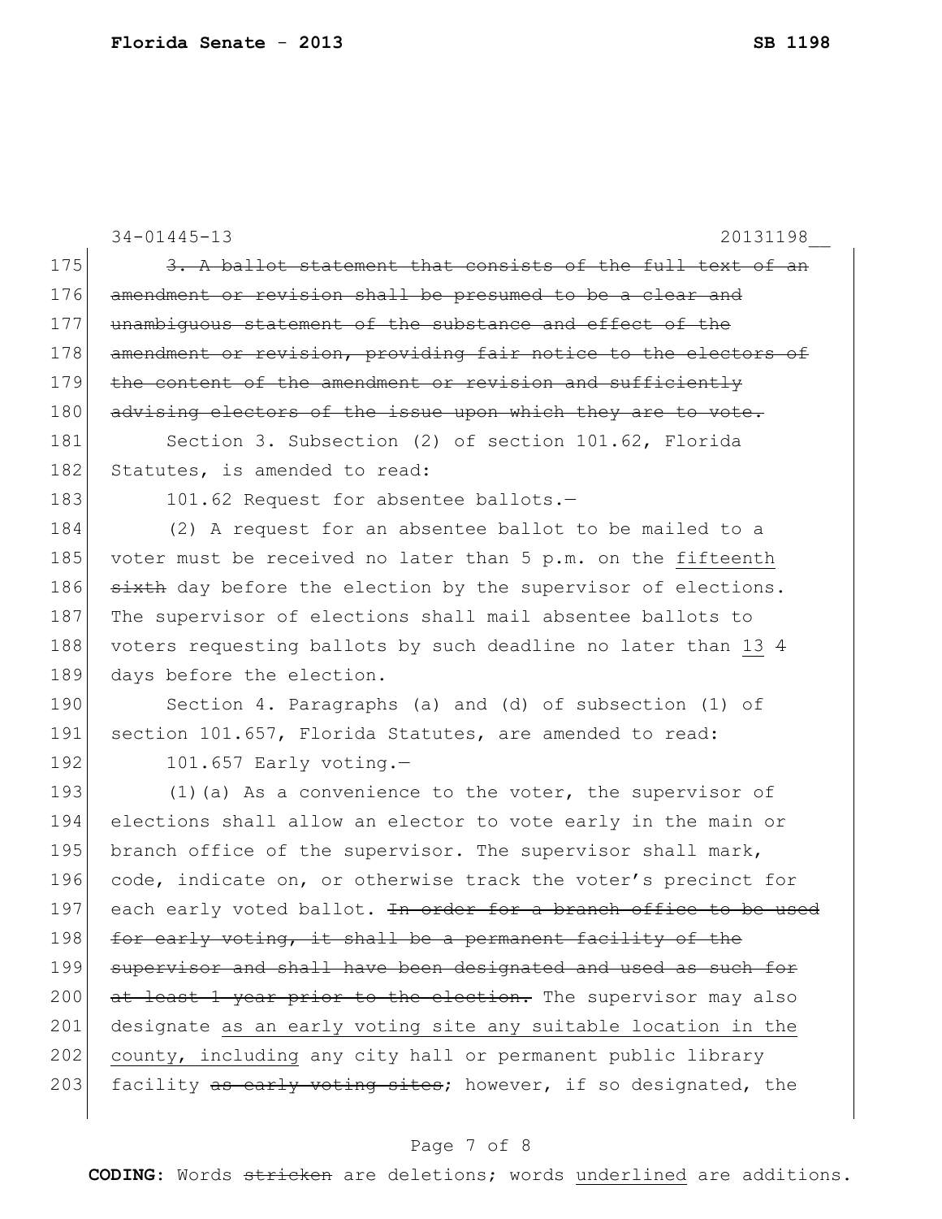34-01445-13 20131198__

175 ~~3. A ballot statement that consists of the full text of an~~
176 ~~amendment or revision shall be presumed to be a clear and~~
177 ~~unambiguous statement of the substance and effect of the~~
178 ~~amendment or revision, providing fair notice to the electors of~~
179 ~~the content of the amendment or revision and sufficiently~~
180 ~~advising electors of the issue upon which they are to vote.~~
181 Section 3. Subsection (2) of section 101.62, Florida
182 Statutes, is amended to read:
183 101.62 Request for absentee ballots.—
184 (2) A request for an absentee ballot to be mailed to a
185 voter must be received no later than 5 p.m. on the <u>fifteenth</u>
186 ~~sixth~~ day before the election by the supervisor of elections.
187 The supervisor of elections shall mail absentee ballots to
188 voters requesting ballots by such deadline no later than <u>13</u> ~~4~~
189 days before the election.
190 Section 4. Paragraphs (a) and (d) of subsection (1) of
191 section 101.657, Florida Statutes, are amended to read:
192 101.657 Early voting.—
193 (1)(a) As a convenience to the voter, the supervisor of
194 elections shall allow an elector to vote early in the main or
195 branch office of the supervisor. The supervisor shall mark,
196 code, indicate on, or otherwise track the voter's precinct for
197 each early voted ballot. ~~In order for a branch office to be used~~
198 ~~for early voting, it shall be a permanent facility of the~~
199 ~~supervisor and shall have been designated and used as such for~~
200 ~~at least 1 year prior to the election.~~ The supervisor may also
201 designate <u>as an early voting site any suitable location in the</u>
202 <u>county, including</u> any city hall or permanent public library
203 facility ~~as early voting sites~~; however, if so designated, the

**CODING:** Words ~~stricken~~ are deletions; words <u>underlined</u> are additions.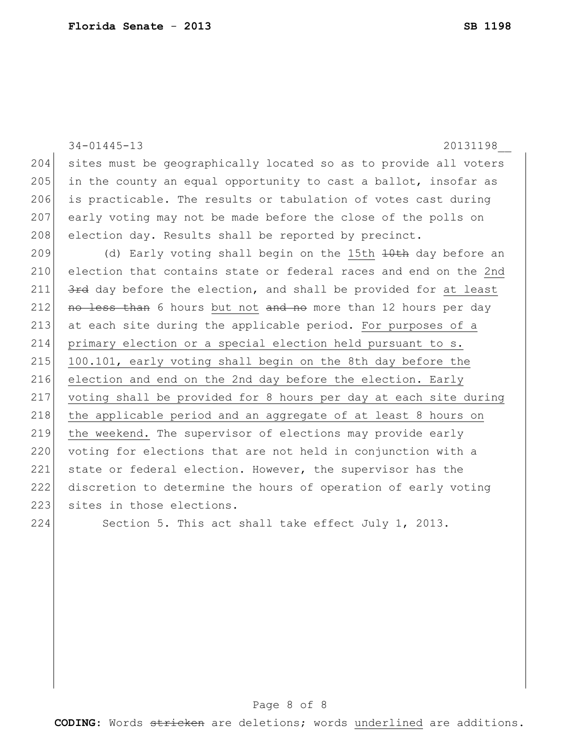sites must be geographically located so as to provide all voters in the county an equal opportunity to cast a ballot, insofar as is practicable. The results or tabulation of votes cast during early voting may not be made before the close of the polls on election day. Results shall be reported by precinct.

(d) Early voting shall begin on the <u>15th</u> ~~10th~~ day before an election that contains state or federal races and end on the <u>2nd</u> ~~3rd~~ day before the election, and shall be provided for <u>at least</u> ~~no less than~~ 6 hours <u>but not</u> ~~and no~~ more than 12 hours per day at each site during the applicable period. <u>For purposes of a primary election or a special election held pursuant to s. 100.101, early voting shall begin on the 8th day before the election and end on the 2nd day before the election. Early voting shall be provided for 8 hours per day at each site during the applicable period and an aggregate of at least 8 hours on the weekend.</u> The supervisor of elections may provide early voting for elections that are not held in conjunction with a state or federal election. However, the supervisor has the discretion to determine the hours of operation of early voting sites in those elections.

Section 5. This act shall take effect July 1, 2013.

**CODING:** Words ~~stricken~~ are deletions; words <u>underlined</u> are additions.